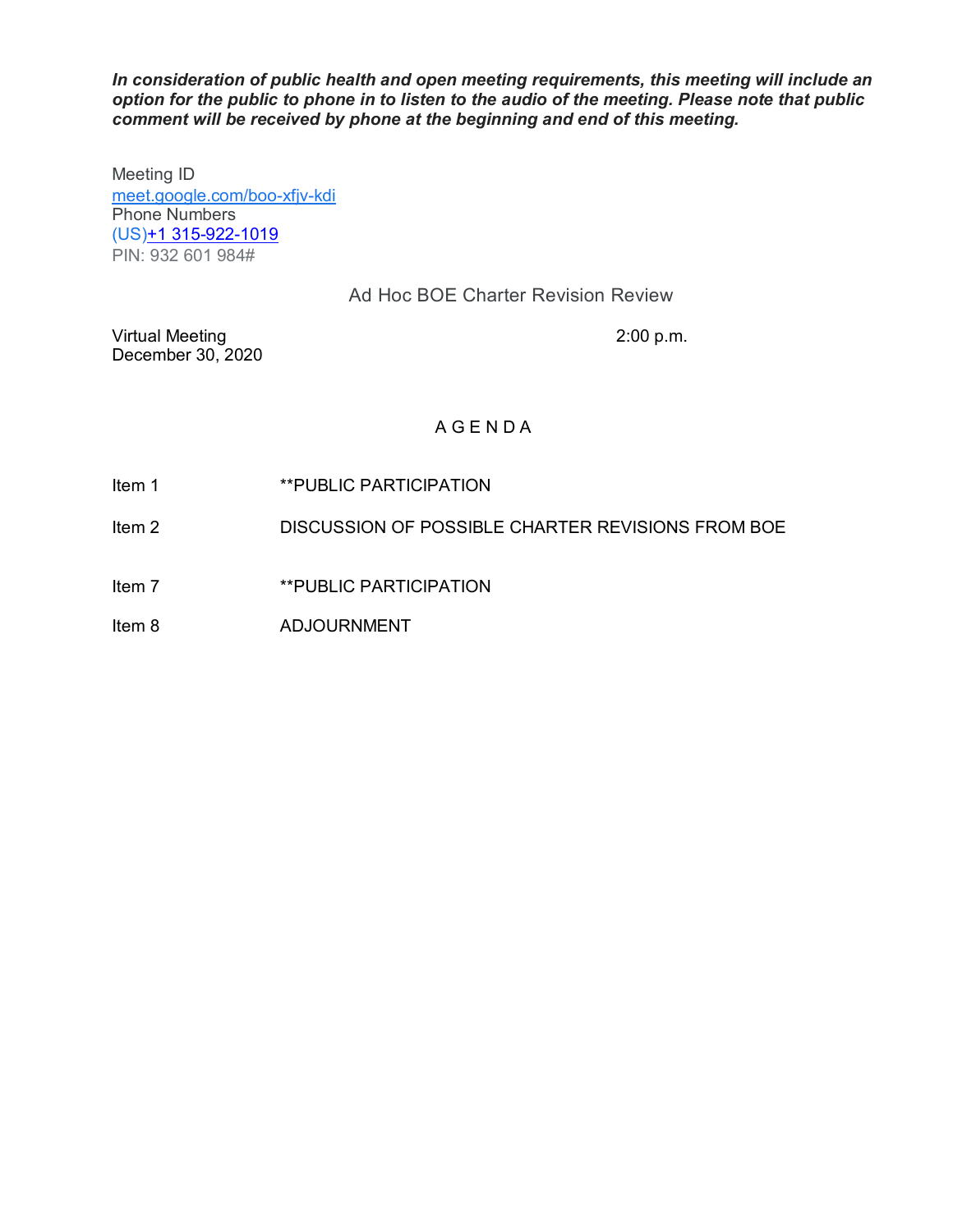***In consideration of public health and open meeting requirements, this meeting will include an option for the public to phone in to listen to the audio of the meeting. Please note that public comment will be received by phone at the beginning and end of this meeting.***

Meeting ID
meet.google.com/boo-xfjv-kdi
Phone Numbers
(US)+1 315-922-1019
PIN: 932 601 984#

## Ad Hoc BOE Charter Revision Review

Virtual Meeting
December 30, 2020

2:00 p.m.

## A G E N D A

| | |
|---|---|
| Item 1 | **PUBLIC PARTICIPATION |
| Item 2 | DISCUSSION OF POSSIBLE CHARTER REVISIONS FROM BOE |
| Item 7 | **PUBLIC PARTICIPATION |
| Item 8 | ADJOURNMENT |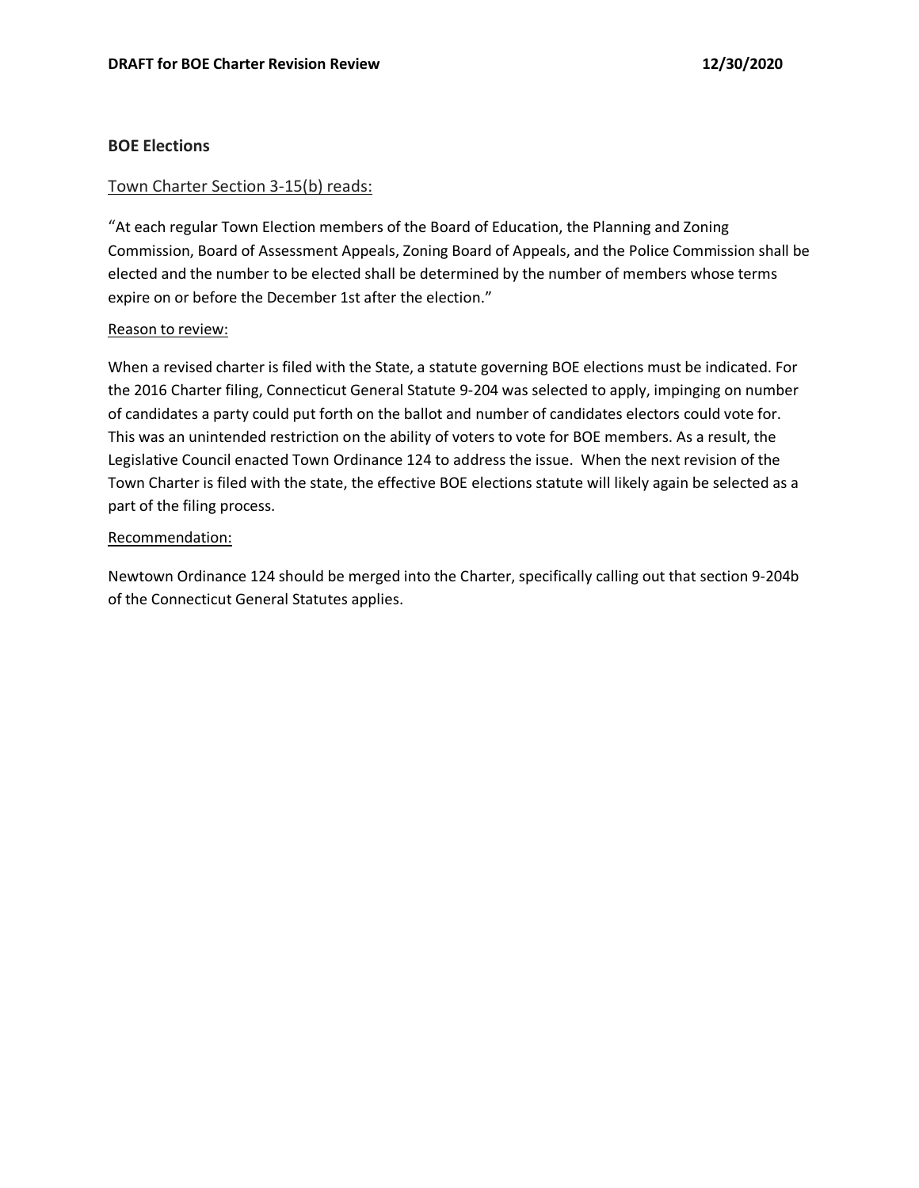## BOE Elections

Town Charter Section 3-15(b) reads:

"At each regular Town Election members of the Board of Education, the Planning and Zoning Commission, Board of Assessment Appeals, Zoning Board of Appeals, and the Police Commission shall be elected and the number to be elected shall be determined by the number of members whose terms expire on or before the December 1st after the election."

Reason to review:

When a revised charter is filed with the State, a statute governing BOE elections must be indicated. For the 2016 Charter filing, Connecticut General Statute 9-204 was selected to apply, impinging on number of candidates a party could put forth on the ballot and number of candidates electors could vote for. This was an unintended restriction on the ability of voters to vote for BOE members. As a result, the Legislative Council enacted Town Ordinance 124 to address the issue. When the next revision of the Town Charter is filed with the state, the effective BOE elections statute will likely again be selected as a part of the filing process.

Recommendation:

Newtown Ordinance 124 should be merged into the Charter, specifically calling out that section 9-204b of the Connecticut General Statutes applies.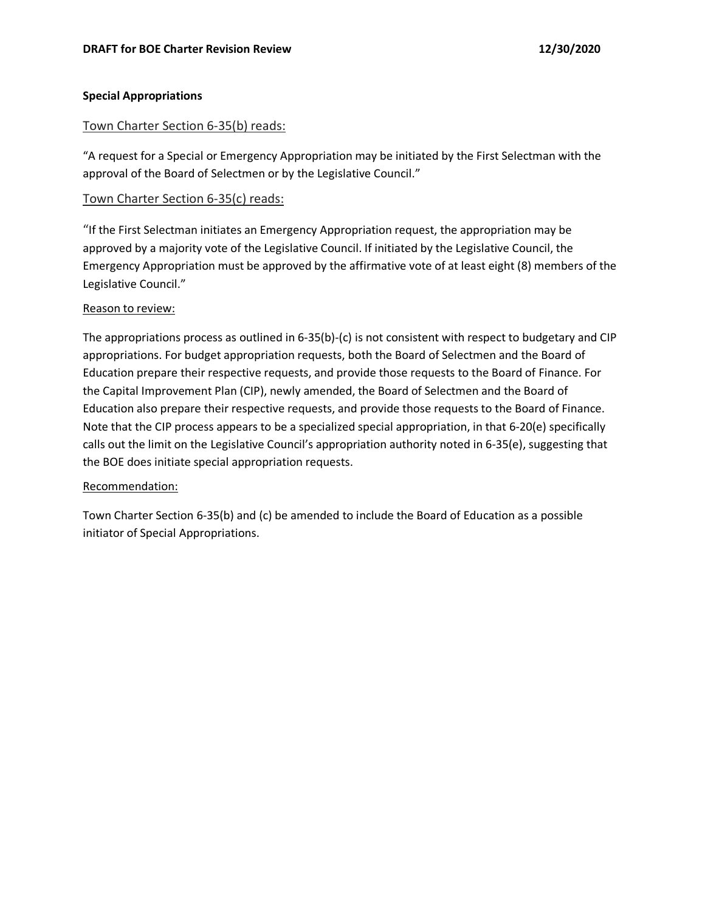**Special Appropriations**

Town Charter Section 6-35(b) reads:

"A request for a Special or Emergency Appropriation may be initiated by the First Selectman with the approval of the Board of Selectmen or by the Legislative Council."

Town Charter Section 6-35(c) reads:

"If the First Selectman initiates an Emergency Appropriation request, the appropriation may be approved by a majority vote of the Legislative Council. If initiated by the Legislative Council, the Emergency Appropriation must be approved by the affirmative vote of at least eight (8) members of the Legislative Council."

Reason to review:

The appropriations process as outlined in 6-35(b)-(c) is not consistent with respect to budgetary and CIP appropriations. For budget appropriation requests, both the Board of Selectmen and the Board of Education prepare their respective requests, and provide those requests to the Board of Finance. For the Capital Improvement Plan (CIP), newly amended, the Board of Selectmen and the Board of Education also prepare their respective requests, and provide those requests to the Board of Finance. Note that the CIP process appears to be a specialized special appropriation, in that 6-20(e) specifically calls out the limit on the Legislative Council's appropriation authority noted in 6-35(e), suggesting that the BOE does initiate special appropriation requests.

Recommendation:

Town Charter Section 6-35(b) and (c) be amended to include the Board of Education as a possible initiator of Special Appropriations.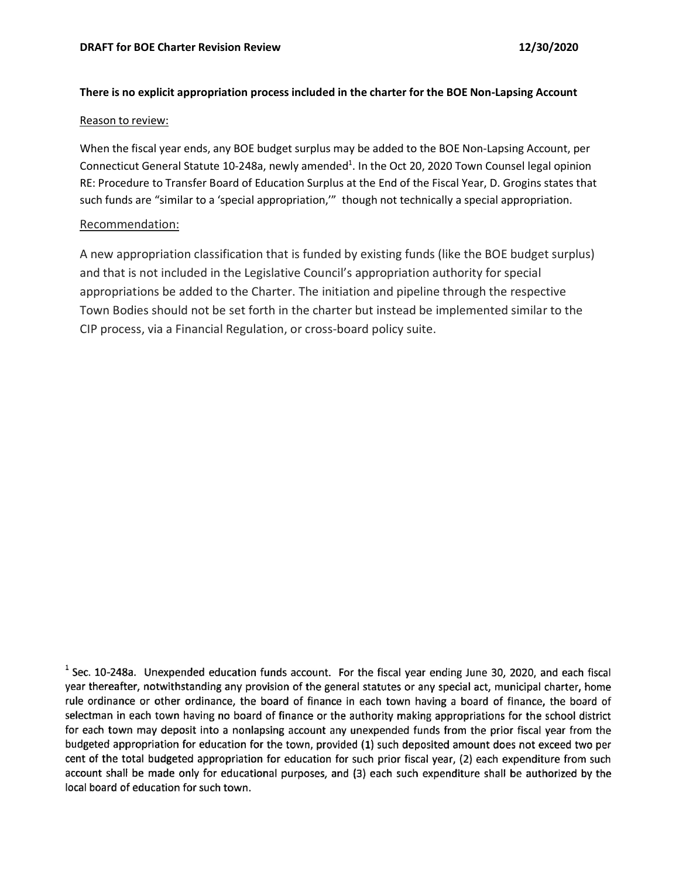**There is no explicit appropriation process included in the charter for the BOE Non-Lapsing Account**

Reason to review:

When the fiscal year ends, any BOE budget surplus may be added to the BOE Non-Lapsing Account, per Connecticut General Statute 10-248a, newly amended[1]. In the Oct 20, 2020 Town Counsel legal opinion RE: Procedure to Transfer Board of Education Surplus at the End of the Fiscal Year, D. Grogins states that such funds are "similar to a 'special appropriation,'" though not technically a special appropriation.

Recommendation:

A new appropriation classification that is funded by existing funds (like the BOE budget surplus) and that is not included in the Legislative Council's appropriation authority for special appropriations be added to the Charter. The initiation and pipeline through the respective Town Bodies should not be set forth in the charter but instead be implemented similar to the CIP process, via a Financial Regulation, or cross-board policy suite.

[1] Sec. 10-248a. Unexpended education funds account. For the fiscal year ending June 30, 2020, and each fiscal year thereafter, notwithstanding any provision of the general statutes or any special act, municipal charter, home rule ordinance or other ordinance, the board of finance in each town having a board of finance, the board of selectman in each town having no board of finance or the authority making appropriations for the school district for each town may deposit into a nonlapsing account any unexpended funds from the prior fiscal year from the budgeted appropriation for education for the town, provided (1) such deposited amount does not exceed two per cent of the total budgeted appropriation for education for such prior fiscal year, (2) each expenditure from such account shall be made only for educational purposes, and (3) each such expenditure shall be authorized by the local board of education for such town.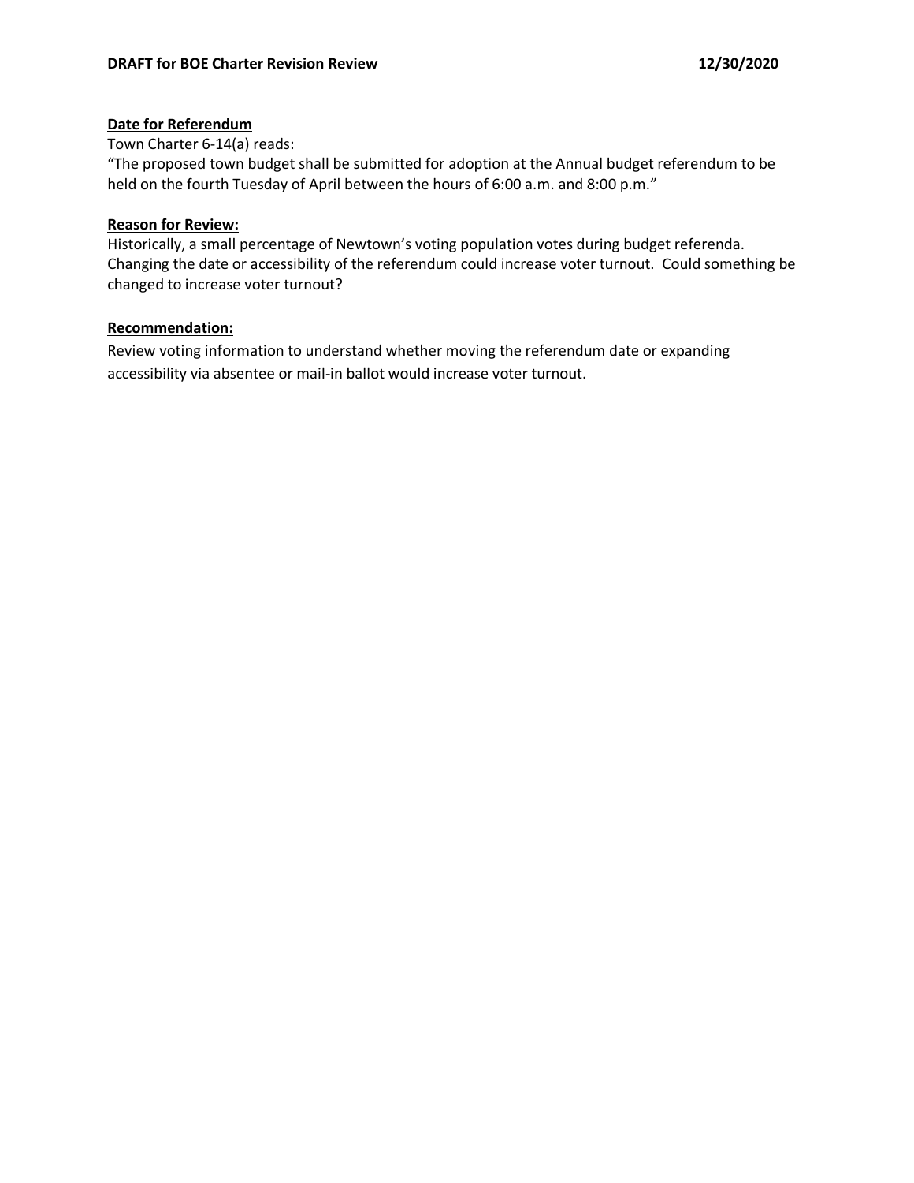**Date for Referendum**

Town Charter 6-14(a) reads:

"The proposed town budget shall be submitted for adoption at the Annual budget referendum to be held on the fourth Tuesday of April between the hours of 6:00 a.m. and 8:00 p.m."

**Reason for Review:**

Historically, a small percentage of Newtown's voting population votes during budget referenda. Changing the date or accessibility of the referendum could increase voter turnout. Could something be changed to increase voter turnout?

**Recommendation:**

Review voting information to understand whether moving the referendum date or expanding accessibility via absentee or mail-in ballot would increase voter turnout.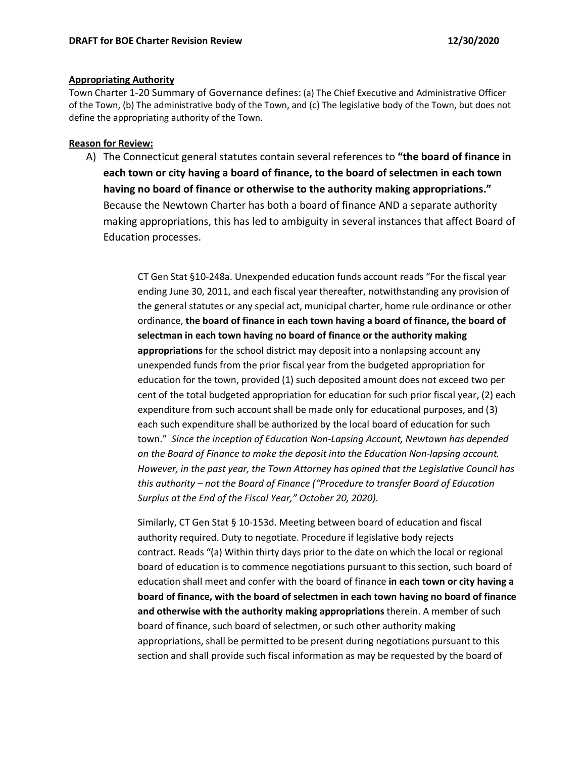**Appropriating Authority**

Town Charter 1-20 Summary of Governance defines: (a) The Chief Executive and Administrative Officer of the Town, (b) The administrative body of the Town, and (c) The legislative body of the Town, but does not define the appropriating authority of the Town.

**Reason for Review:**

A) The Connecticut general statutes contain several references to **"the board of finance in each town or city having a board of finance, to the board of selectmen in each town having no board of finance or otherwise to the authority making appropriations."** Because the Newtown Charter has both a board of finance AND a separate authority making appropriations, this has led to ambiguity in several instances that affect Board of Education processes.

> CT Gen Stat §10-248a. Unexpended education funds account reads "For the fiscal year ending June 30, 2011, and each fiscal year thereafter, notwithstanding any provision of the general statutes or any special act, municipal charter, home rule ordinance or other ordinance, **the board of finance in each town having a board of finance, the board of selectman in each town having no board of finance or the authority making appropriations** for the school district may deposit into a nonlapsing account any unexpended funds from the prior fiscal year from the budgeted appropriation for education for the town, provided (1) such deposited amount does not exceed two per cent of the total budgeted appropriation for education for such prior fiscal year, (2) each expenditure from such account shall be made only for educational purposes, and (3) each such expenditure shall be authorized by the local board of education for such town." *Since the inception of Education Non-Lapsing Account, Newtown has depended on the Board of Finance to make the deposit into the Education Non-lapsing account. However, in the past year, the Town Attorney has opined that the Legislative Council has this authority – not the Board of Finance ("Procedure to transfer Board of Education Surplus at the End of the Fiscal Year," October 20, 2020).*
>
> Similarly, CT Gen Stat § 10-153d. Meeting between board of education and fiscal authority required. Duty to negotiate. Procedure if legislative body rejects contract. Reads "(a) Within thirty days prior to the date on which the local or regional board of education is to commence negotiations pursuant to this section, such board of education shall meet and confer with the board of finance **in each town or city having a board of finance, with the board of selectmen in each town having no board of finance and otherwise with the authority making appropriations** therein. A member of such board of finance, such board of selectmen, or such other authority making appropriations, shall be permitted to be present during negotiations pursuant to this section and shall provide such fiscal information as may be requested by the board of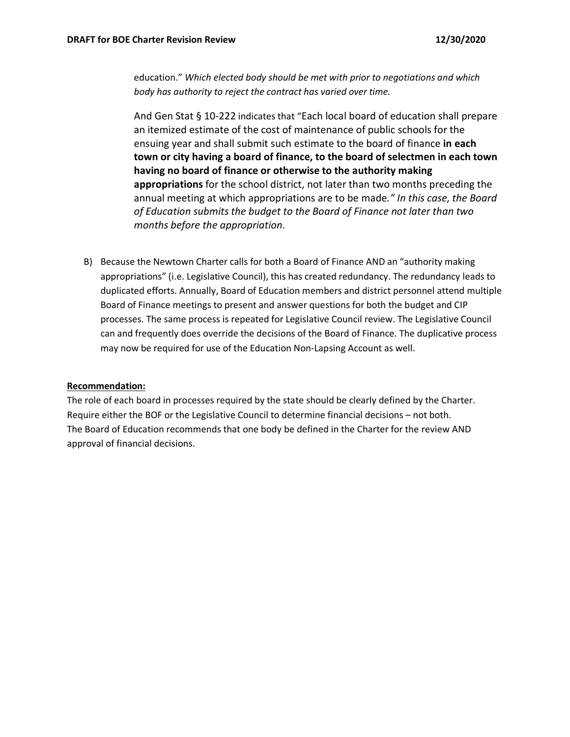education." *Which elected body should be met with prior to negotiations and which body has authority to reject the contract has varied over time.*

And Gen Stat § 10-222 indicates that "Each local board of education shall prepare an itemized estimate of the cost of maintenance of public schools for the ensuing year and shall submit such estimate to the board of finance **in each town or city having a board of finance, to the board of selectmen in each town having no board of finance or otherwise to the authority making appropriations** for the school district, not later than two months preceding the annual meeting at which appropriations are to be made*." In this case, the Board of Education submits the budget to the Board of Finance not later than two months before the appropriation.*

B) Because the Newtown Charter calls for both a Board of Finance AND an "authority making appropriations" (i.e. Legislative Council), this has created redundancy. The redundancy leads to duplicated efforts. Annually, Board of Education members and district personnel attend multiple Board of Finance meetings to present and answer questions for both the budget and CIP processes. The same process is repeated for Legislative Council review. The Legislative Council can and frequently does override the decisions of the Board of Finance. The duplicative process may now be required for use of the Education Non-Lapsing Account as well.

**Recommendation:**

The role of each board in processes required by the state should be clearly defined by the Charter. Require either the BOF or the Legislative Council to determine financial decisions – not both. The Board of Education recommends that one body be defined in the Charter for the review AND approval of financial decisions.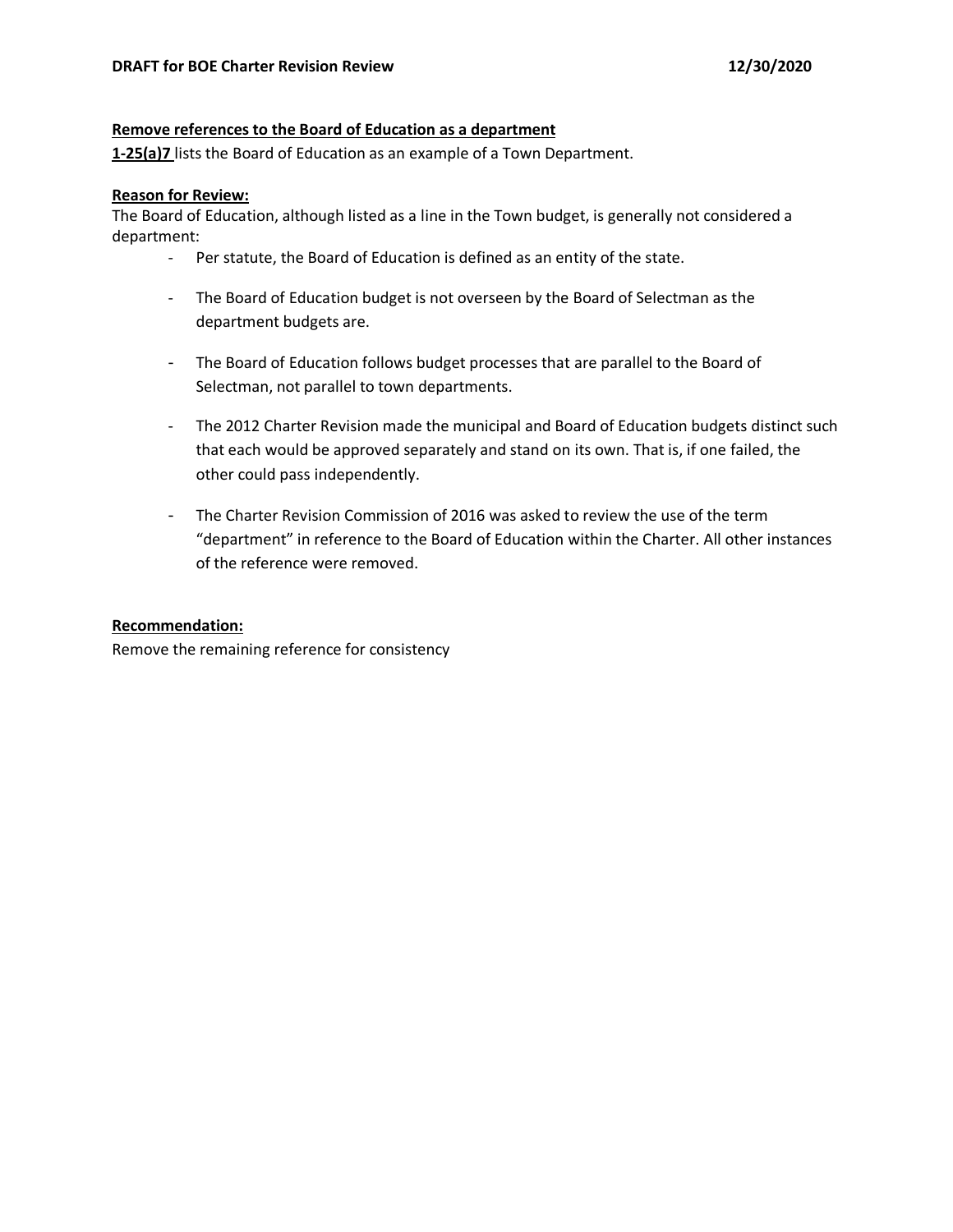**Remove references to the Board of Education as a department**

**1-25(a)7** lists the Board of Education as an example of a Town Department.

**Reason for Review:**

The Board of Education, although listed as a line in the Town budget, is generally not considered a department:

- Per statute, the Board of Education is defined as an entity of the state.
- The Board of Education budget is not overseen by the Board of Selectman as the department budgets are.
- The Board of Education follows budget processes that are parallel to the Board of Selectman, not parallel to town departments.
- The 2012 Charter Revision made the municipal and Board of Education budgets distinct such that each would be approved separately and stand on its own. That is, if one failed, the other could pass independently.
- The Charter Revision Commission of 2016 was asked to review the use of the term "department" in reference to the Board of Education within the Charter. All other instances of the reference were removed.

**Recommendation:**

Remove the remaining reference for consistency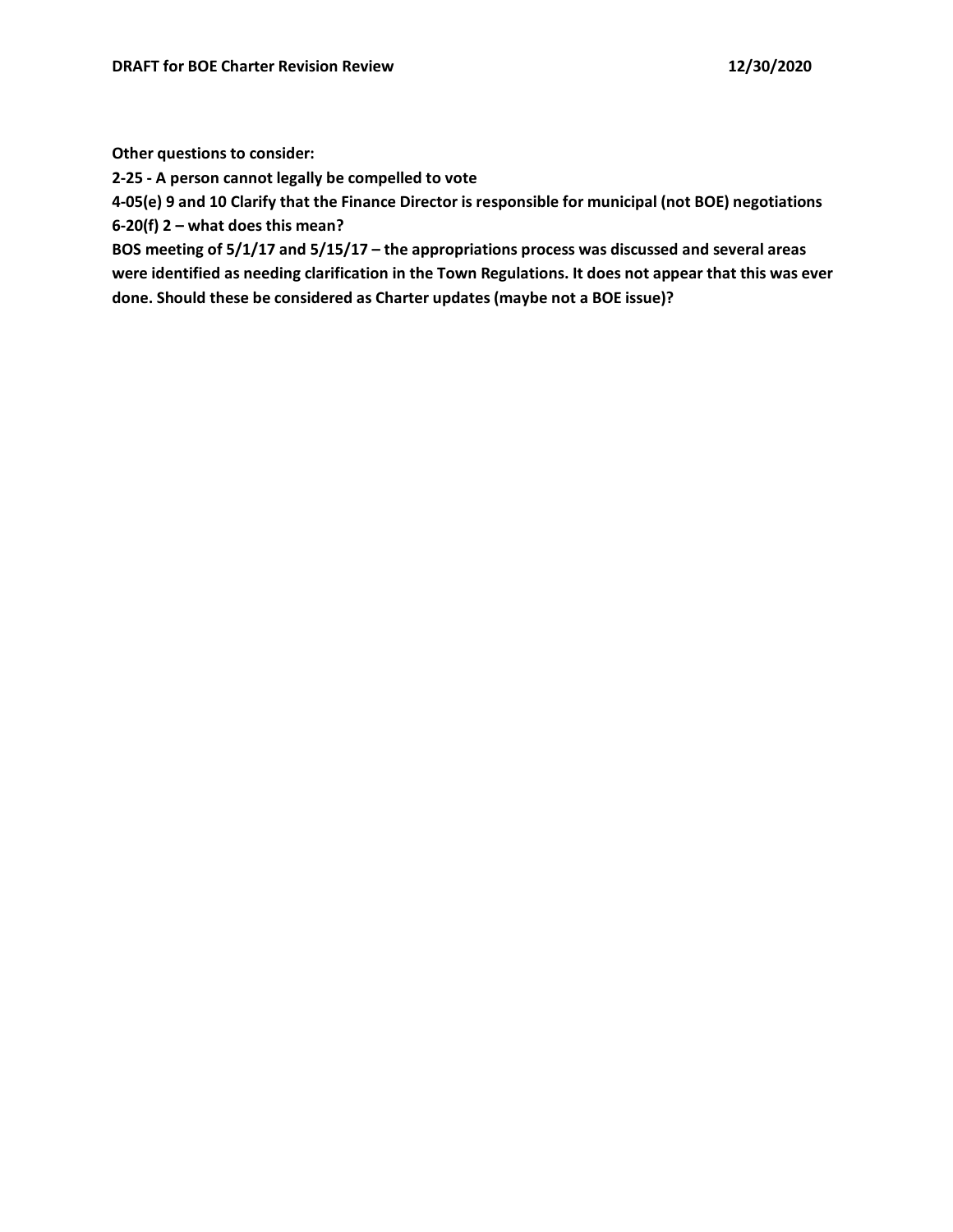**Other questions to consider:**

**2-25 - A person cannot legally be compelled to vote**

**4-05(e) 9 and 10 Clarify that the Finance Director is responsible for municipal (not BOE) negotiations**

**6-20(f) 2 – what does this mean?**

**BOS meeting of 5/1/17 and 5/15/17 – the appropriations process was discussed and several areas were identified as needing clarification in the Town Regulations. It does not appear that this was ever done. Should these be considered as Charter updates (maybe not a BOE issue)?**